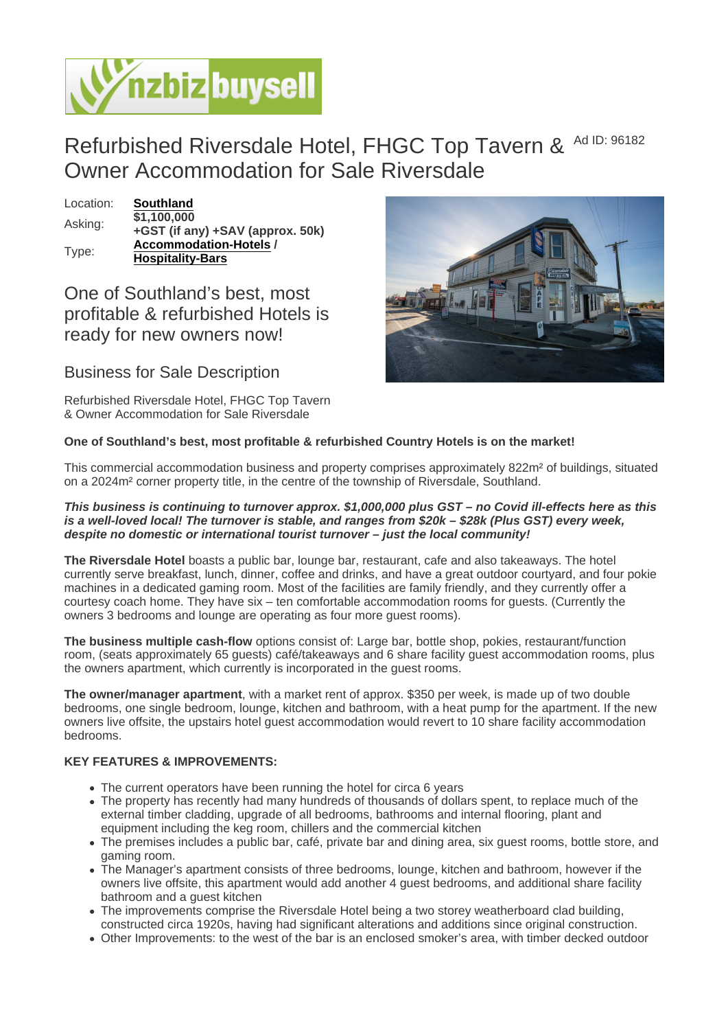# Refurbished Riversdale Hotel, FHGC Top Tavern & Owner Accommodation for Sale Riversdale

Ad ID: 96182

| | |
|---|---|
| Location: | **Southland** |
| Asking: | **$1,100,000 +GST (if any) +SAV (approx. 50k)** |
| Type: | **Accommodation-Hotels / Hospitality-Bars** |

## One of Southland's best, most profitable & refurbished Hotels is ready for new owners now!

## Business for Sale Description

Refurbished Riversdale Hotel, FHGC Top Tavern & Owner Accommodation for Sale Riversdale

**One of Southland's best, most profitable & refurbished Country Hotels is on the market!**

This commercial accommodation business and property comprises approximately 822m² of buildings, situated on a 2024m² corner property title, in the centre of the township of Riversdale, Southland.

***This business is continuing to turnover approx. $1,000,000 plus GST – no Covid ill-effects here as this is a well-loved local! The turnover is stable, and ranges from $20k – $28k (Plus GST) every week, despite no domestic or international tourist turnover – just the local community!***

**The Riversdale Hotel** boasts a public bar, lounge bar, restaurant, cafe and also takeaways. The hotel currently serve breakfast, lunch, dinner, coffee and drinks, and have a great outdoor courtyard, and four pokie machines in a dedicated gaming room. Most of the facilities are family friendly, and they currently offer a courtesy coach home. They have six – ten comfortable accommodation rooms for guests. (Currently the owners 3 bedrooms and lounge are operating as four more guest rooms).

**The business multiple cash-flow** options consist of: Large bar, bottle shop, pokies, restaurant/function room, (seats approximately 65 guests) café/takeaways and 6 share facility guest accommodation rooms, plus the owners apartment, which currently is incorporated in the guest rooms.

**The owner/manager apartment**, with a market rent of approx. $350 per week, is made up of two double bedrooms, one single bedroom, lounge, kitchen and bathroom, with a heat pump for the apartment. If the new owners live offsite, the upstairs hotel guest accommodation would revert to 10 share facility accommodation bedrooms.

**KEY FEATURES & IMPROVEMENTS:**

- The current operators have been running the hotel for circa 6 years
- The property has recently had many hundreds of thousands of dollars spent, to replace much of the external timber cladding, upgrade of all bedrooms, bathrooms and internal flooring, plant and equipment including the keg room, chillers and the commercial kitchen
- The premises includes a public bar, café, private bar and dining area, six guest rooms, bottle store, and gaming room.
- The Manager's apartment consists of three bedrooms, lounge, kitchen and bathroom, however if the owners live offsite, this apartment would add another 4 guest bedrooms, and additional share facility bathroom and a guest kitchen
- The improvements comprise the Riversdale Hotel being a two storey weatherboard clad building, constructed circa 1920s, having had significant alterations and additions since original construction.
- Other Improvements: to the west of the bar is an enclosed smoker's area, with timber decked outdoor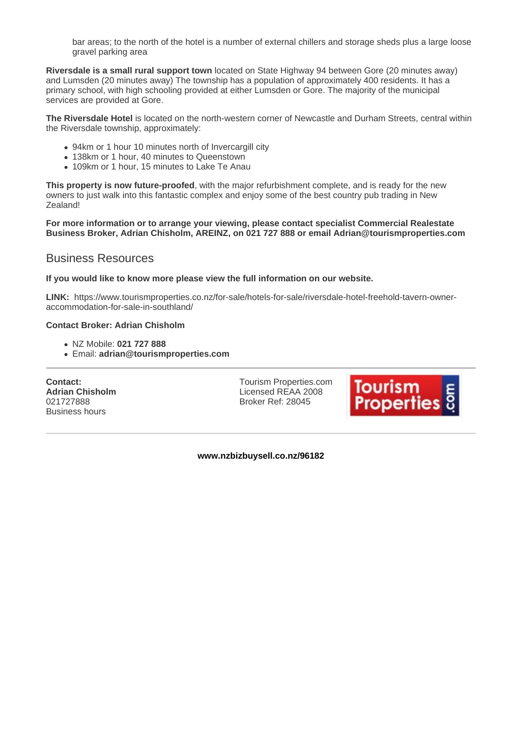- bar areas; to the north of the hotel is a number of external chillers and storage sheds plus a large loose gravel parking area

**Riversdale is a small rural support town** located on State Highway 94 between Gore (20 minutes away) and Lumsden (20 minutes away) The township has a population of approximately 400 residents. It has a primary school, with high schooling provided at either Lumsden or Gore. The majority of the municipal services are provided at Gore.

**The Riversdale Hotel** is located on the north-western corner of Newcastle and Durham Streets, central within the Riversdale township, approximately:

- 94km or 1 hour 10 minutes north of Invercargill city
- 138km or 1 hour, 40 minutes to Queenstown
- 109km or 1 hour, 15 minutes to Lake Te Anau

**This property is now future-proofed**, with the major refurbishment complete, and is ready for the new owners to just walk into this fantastic complex and enjoy some of the best country pub trading in New Zealand!

**For more information or to arrange your viewing, please contact specialist Commercial Realestate Business Broker, Adrian Chisholm, AREINZ, on 021 727 888 or email Adrian@tourismproperties.com**

## Business Resources

**If you would like to know more please view the full information on our website.**

**LINK:** https://www.tourismproperties.co.nz/for-sale/hotels-for-sale/riversdale-hotel-freehold-tavern-owner-accommodation-for-sale-in-southland/

**Contact Broker: Adrian Chisholm**

- NZ Mobile: **021 727 888**
- Email: **adrian@tourismproperties.com**

---

**Contact:**
**Adrian Chisholm**
021727888
Business hours

Tourism Properties.com
Licensed REAA 2008
Broker Ref: 28045

Tourism Properties .com

---

**www.nzbizbuysell.co.nz/96182**